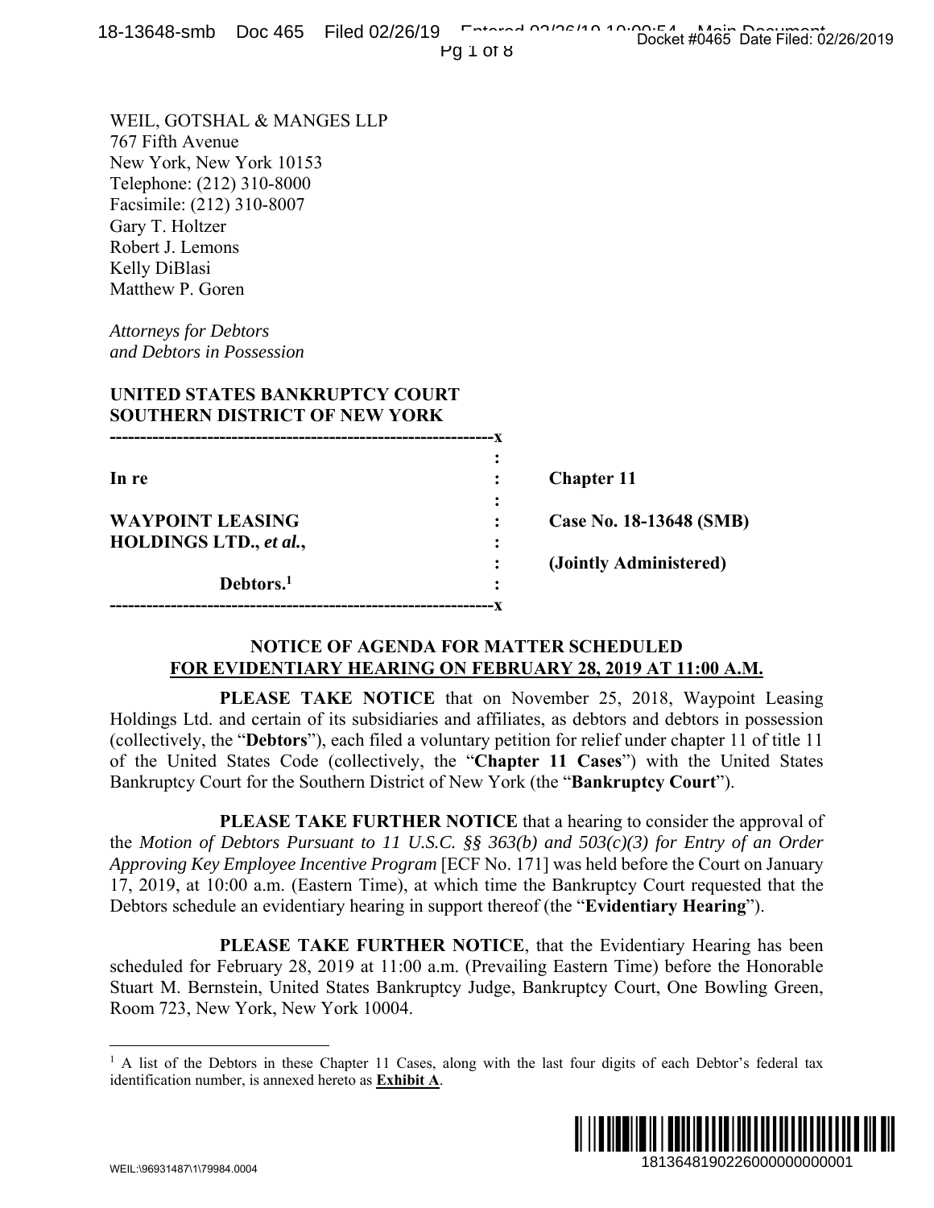WEIL, GOTSHAL & MANGES LLP
767 Fifth Avenue
New York, New York 10153
Telephone: (212) 310-8000
Facsimile: (212) 310-8007
Gary T. Holtzer
Robert J. Lemons
Kelly DiBlasi
Matthew P. Goren

*Attorneys for Debtors*
*and Debtors in Possession*

**UNITED STATES BANKRUPTCY COURT**
**SOUTHERN DISTRICT OF NEW YORK**

| | | |
|---|---|---|
| **In re** | : | **Chapter 11** |
| **WAYPOINT LEASING HOLDINGS LTD.,** ***et al.*****,** | : | **Case No. 18-13648 (SMB)** |
| | : | **(Jointly Administered)** |
| **Debtors.**[1] | : | |

## NOTICE OF AGENDA FOR MATTER SCHEDULED FOR EVIDENTIARY HEARING ON FEBRUARY 28, 2019 AT 11:00 A.M.

**PLEASE TAKE NOTICE** that on November 25, 2018, Waypoint Leasing Holdings Ltd. and certain of its subsidiaries and affiliates, as debtors and debtors in possession (collectively, the "**Debtors**"), each filed a voluntary petition for relief under chapter 11 of title 11 of the United States Code (collectively, the "**Chapter 11 Cases**") with the United States Bankruptcy Court for the Southern District of New York (the "**Bankruptcy Court**").

**PLEASE TAKE FURTHER NOTICE** that a hearing to consider the approval of the *Motion of Debtors Pursuant to 11 U.S.C. §§ 363(b) and 503(c)(3) for Entry of an Order Approving Key Employee Incentive Program* [ECF No. 171] was held before the Court on January 17, 2019, at 10:00 a.m. (Eastern Time), at which time the Bankruptcy Court requested that the Debtors schedule an evidentiary hearing in support thereof (the "**Evidentiary Hearing**").

**PLEASE TAKE FURTHER NOTICE**, that the Evidentiary Hearing has been scheduled for February 28, 2019 at 11:00 a.m. (Prevailing Eastern Time) before the Honorable Stuart M. Bernstein, United States Bankruptcy Judge, Bankruptcy Court, One Bowling Green, Room 723, New York, New York 10004.

---

[1] A list of the Debtors in these Chapter 11 Cases, along with the last four digits of each Debtor's federal tax identification number, is annexed hereto as **Exhibit A**.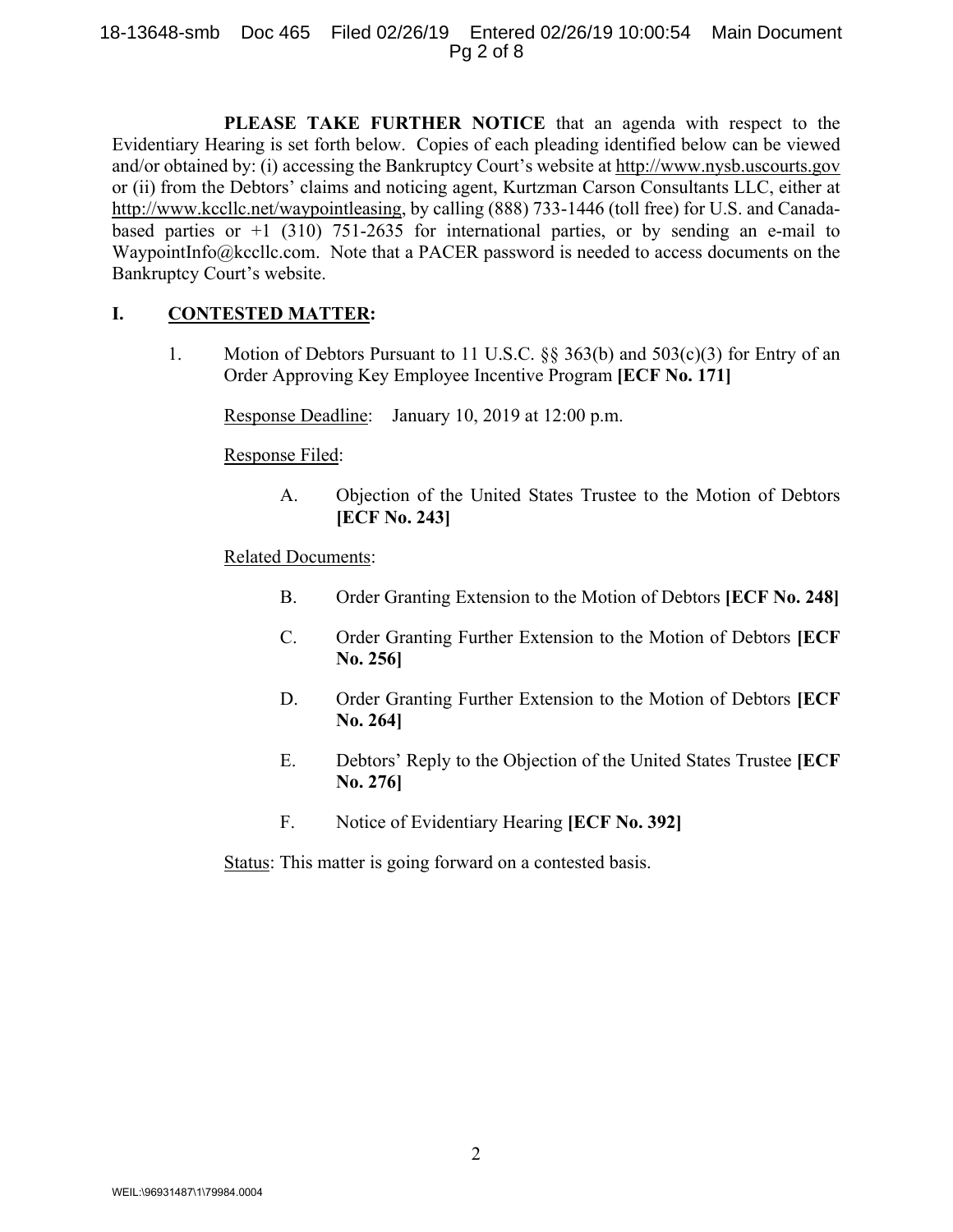**PLEASE TAKE FURTHER NOTICE** that an agenda with respect to the Evidentiary Hearing is set forth below. Copies of each pleading identified below can be viewed and/or obtained by: (i) accessing the Bankruptcy Court's website at http://www.nysb.uscourts.gov or (ii) from the Debtors' claims and noticing agent, Kurtzman Carson Consultants LLC, either at http://www.kccllc.net/waypointleasing, by calling (888) 733-1446 (toll free) for U.S. and Canada-based parties or +1 (310) 751-2635 for international parties, or by sending an e-mail to WaypointInfo@kccllc.com. Note that a PACER password is needed to access documents on the Bankruptcy Court's website.

## I. CONTESTED MATTER:

1. Motion of Debtors Pursuant to 11 U.S.C. §§ 363(b) and 503(c)(3) for Entry of an Order Approving Key Employee Incentive Program **[ECF No. 171]**

   Response Deadline: January 10, 2019 at 12:00 p.m.

   Response Filed:

   A. Objection of the United States Trustee to the Motion of Debtors **[ECF No. 243]**

   Related Documents:

   B. Order Granting Extension to the Motion of Debtors **[ECF No. 248]**

   C. Order Granting Further Extension to the Motion of Debtors **[ECF No. 256]**

   D. Order Granting Further Extension to the Motion of Debtors **[ECF No. 264]**

   E. Debtors' Reply to the Objection of the United States Trustee **[ECF No. 276]**

   F. Notice of Evidentiary Hearing **[ECF No. 392]**

   Status: This matter is going forward on a contested basis.

WEIL:\96931487\1\79984.0004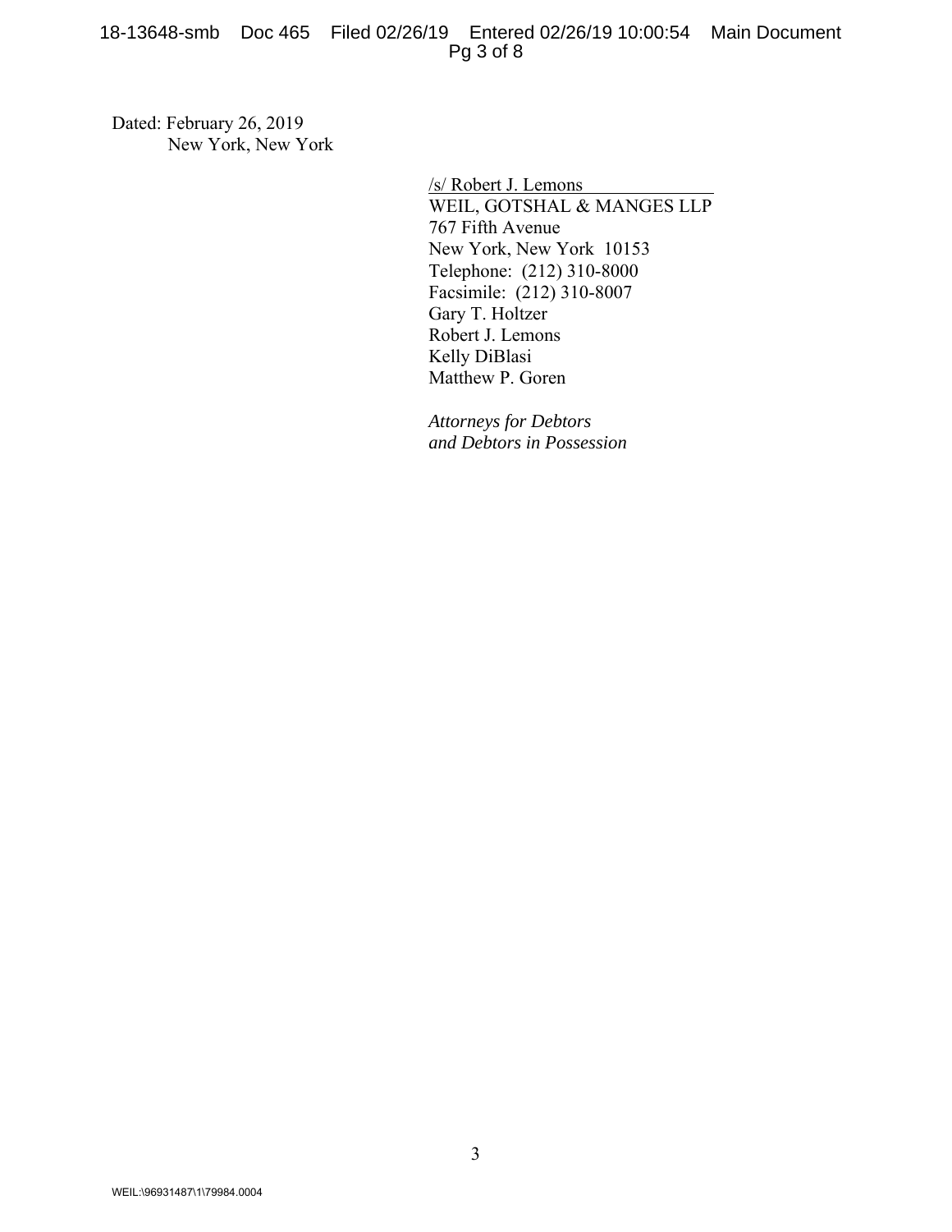Dated: February 26, 2019
New York, New York

/s/ Robert J. Lemons
WEIL, GOTSHAL & MANGES LLP
767 Fifth Avenue
New York, New York 10153
Telephone: (212) 310-8000
Facsimile: (212) 310-8007
Gary T. Holtzer
Robert J. Lemons
Kelly DiBlasi
Matthew P. Goren

*Attorneys for Debtors*
*and Debtors in Possession*

WEIL:\96931487\1\79984.0004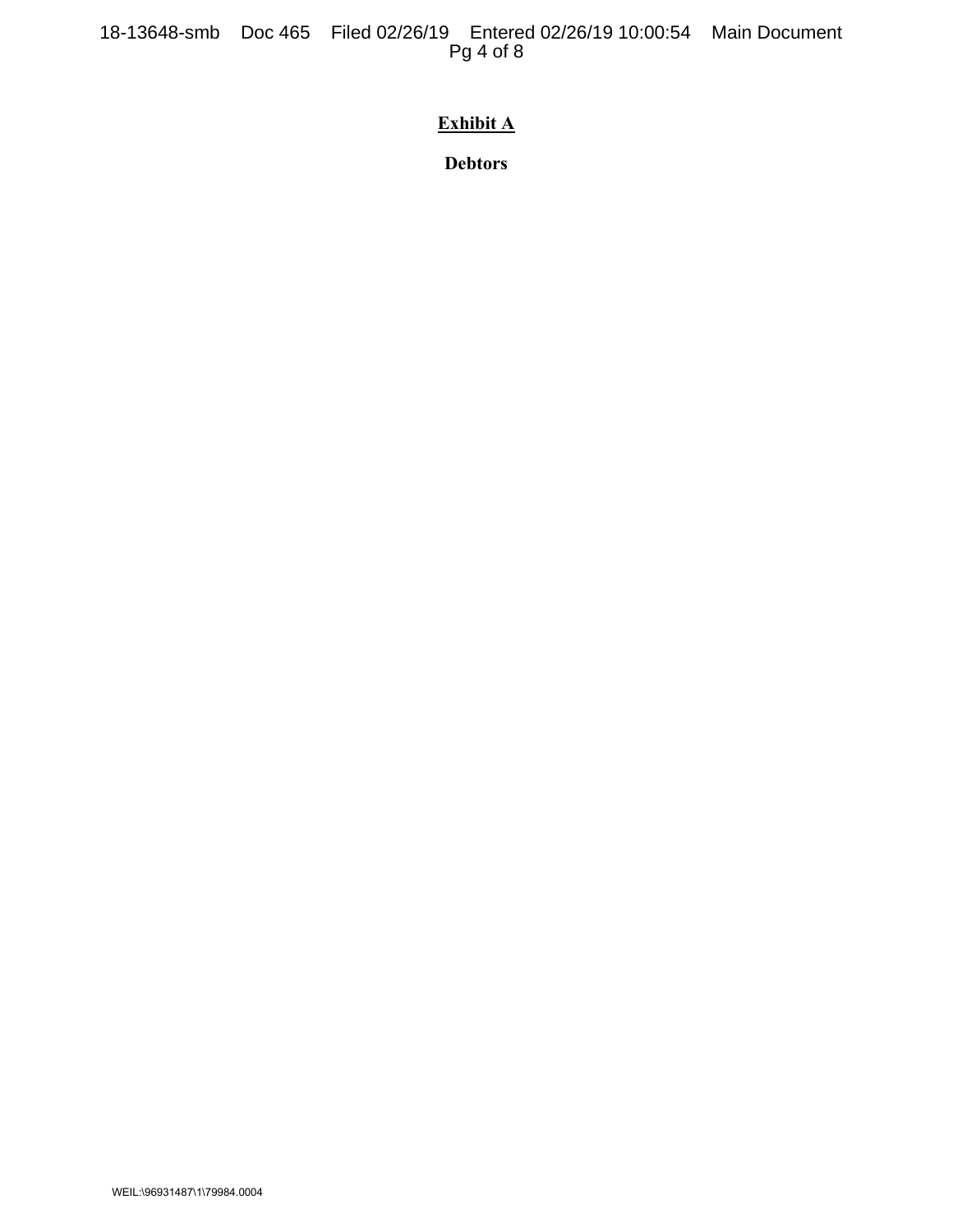**Exhibit A**

**Debtors**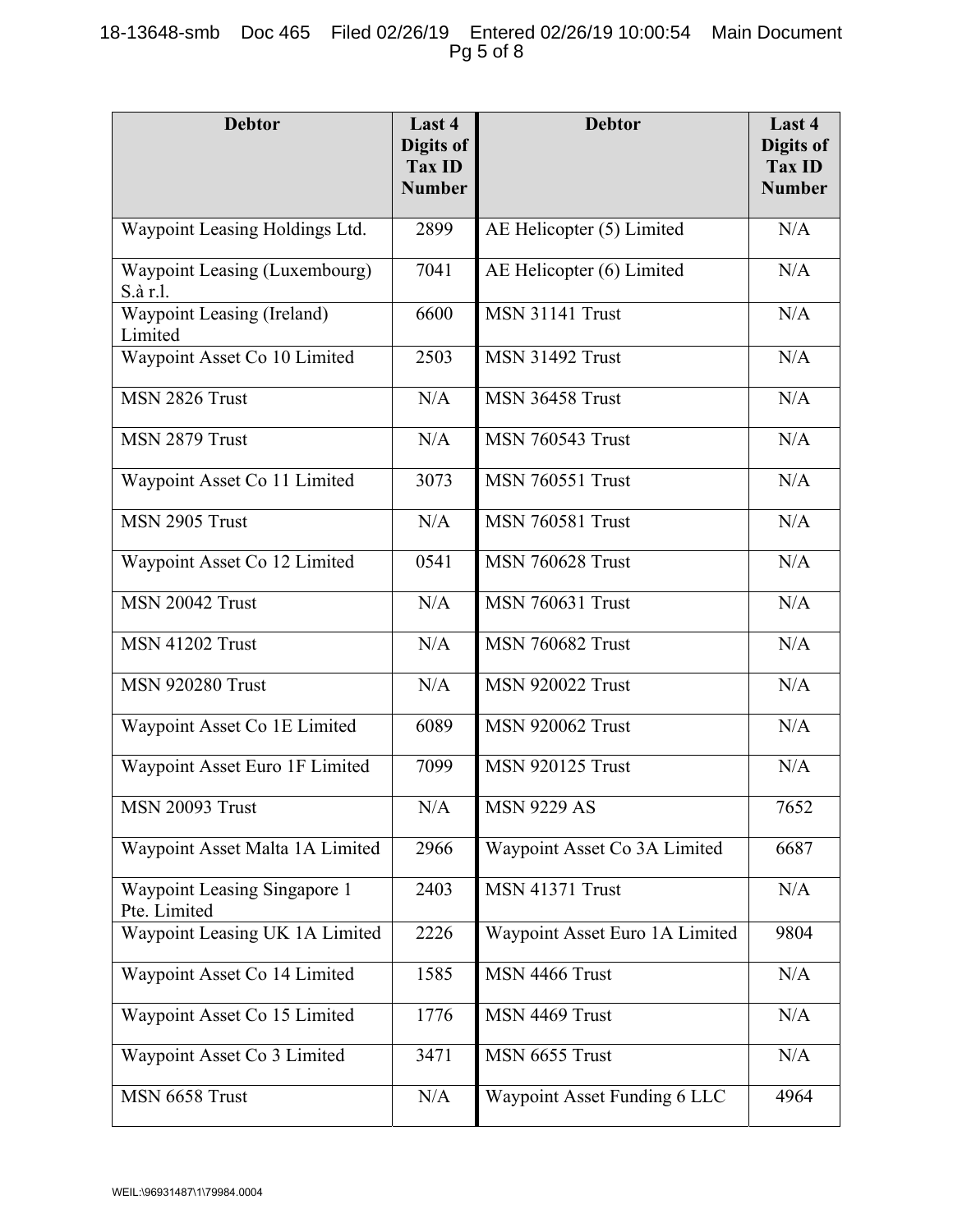| Debtor | Last 4 Digits of Tax ID Number | Debtor | Last 4 Digits of Tax ID Number |
|---|---|---|---|
| Waypoint Leasing Holdings Ltd. | 2899 | AE Helicopter (5) Limited | N/A |
| Waypoint Leasing (Luxembourg) S.à r.l. | 7041 | AE Helicopter (6) Limited | N/A |
| Waypoint Leasing (Ireland) Limited | 6600 | MSN 31141 Trust | N/A |
| Waypoint Asset Co 10 Limited | 2503 | MSN 31492 Trust | N/A |
| MSN 2826 Trust | N/A | MSN 36458 Trust | N/A |
| MSN 2879 Trust | N/A | MSN 760543 Trust | N/A |
| Waypoint Asset Co 11 Limited | 3073 | MSN 760551 Trust | N/A |
| MSN 2905 Trust | N/A | MSN 760581 Trust | N/A |
| Waypoint Asset Co 12 Limited | 0541 | MSN 760628 Trust | N/A |
| MSN 20042 Trust | N/A | MSN 760631 Trust | N/A |
| MSN 41202 Trust | N/A | MSN 760682 Trust | N/A |
| MSN 920280 Trust | N/A | MSN 920022 Trust | N/A |
| Waypoint Asset Co 1E Limited | 6089 | MSN 920062 Trust | N/A |
| Waypoint Asset Euro 1F Limited | 7099 | MSN 920125 Trust | N/A |
| MSN 20093 Trust | N/A | MSN 9229 AS | 7652 |
| Waypoint Asset Malta 1A Limited | 2966 | Waypoint Asset Co 3A Limited | 6687 |
| Waypoint Leasing Singapore 1 Pte. Limited | 2403 | MSN 41371 Trust | N/A |
| Waypoint Leasing UK 1A Limited | 2226 | Waypoint Asset Euro 1A Limited | 9804 |
| Waypoint Asset Co 14 Limited | 1585 | MSN 4466 Trust | N/A |
| Waypoint Asset Co 15 Limited | 1776 | MSN 4469 Trust | N/A |
| Waypoint Asset Co 3 Limited | 3471 | MSN 6655 Trust | N/A |
| MSN 6658 Trust | N/A | Waypoint Asset Funding 6 LLC | 4964 |

WEIL:\96931487\1\79984.0004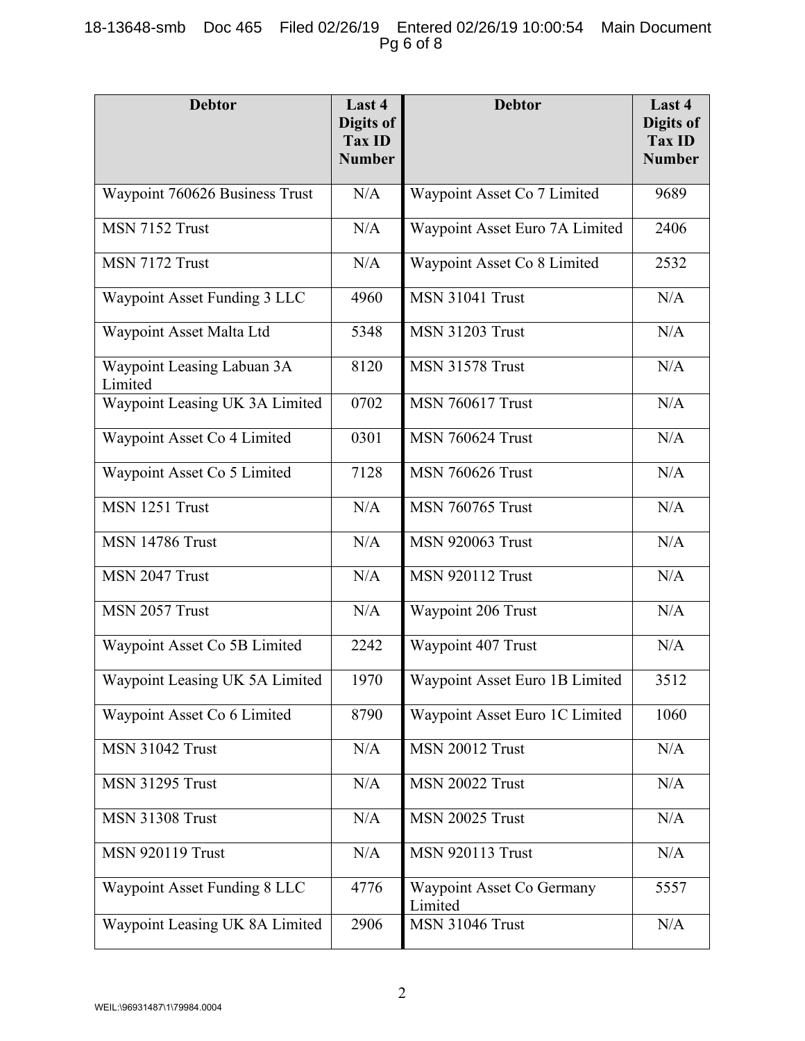| Debtor | Last 4 Digits of Tax ID Number | Debtor | Last 4 Digits of Tax ID Number |
|---|---|---|---|
| Waypoint 760626 Business Trust | N/A | Waypoint Asset Co 7 Limited | 9689 |
| MSN 7152 Trust | N/A | Waypoint Asset Euro 7A Limited | 2406 |
| MSN 7172 Trust | N/A | Waypoint Asset Co 8 Limited | 2532 |
| Waypoint Asset Funding 3 LLC | 4960 | MSN 31041 Trust | N/A |
| Waypoint Asset Malta Ltd | 5348 | MSN 31203 Trust | N/A |
| Waypoint Leasing Labuan 3A Limited | 8120 | MSN 31578 Trust | N/A |
| Waypoint Leasing UK 3A Limited | 0702 | MSN 760617 Trust | N/A |
| Waypoint Asset Co 4 Limited | 0301 | MSN 760624 Trust | N/A |
| Waypoint Asset Co 5 Limited | 7128 | MSN 760626 Trust | N/A |
| MSN 1251 Trust | N/A | MSN 760765 Trust | N/A |
| MSN 14786 Trust | N/A | MSN 920063 Trust | N/A |
| MSN 2047 Trust | N/A | MSN 920112 Trust | N/A |
| MSN 2057 Trust | N/A | Waypoint 206 Trust | N/A |
| Waypoint Asset Co 5B Limited | 2242 | Waypoint 407 Trust | N/A |
| Waypoint Leasing UK 5A Limited | 1970 | Waypoint Asset Euro 1B Limited | 3512 |
| Waypoint Asset Co 6 Limited | 8790 | Waypoint Asset Euro 1C Limited | 1060 |
| MSN 31042 Trust | N/A | MSN 20012 Trust | N/A |
| MSN 31295 Trust | N/A | MSN 20022 Trust | N/A |
| MSN 31308 Trust | N/A | MSN 20025 Trust | N/A |
| MSN 920119 Trust | N/A | MSN 920113 Trust | N/A |
| Waypoint Asset Funding 8 LLC | 4776 | Waypoint Asset Co Germany Limited | 5557 |
| Waypoint Leasing UK 8A Limited | 2906 | MSN 31046 Trust | N/A |

WEIL:\96931487\1\79984.0004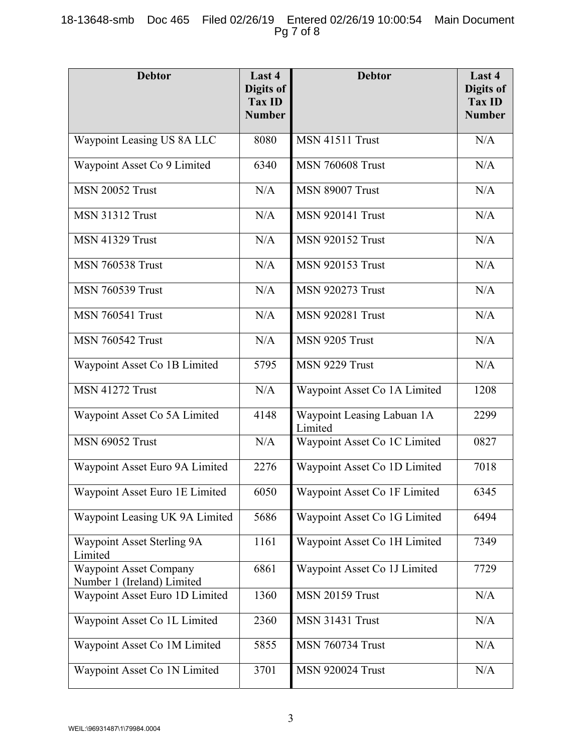| Debtor | Last 4 Digits of Tax ID Number | Debtor | Last 4 Digits of Tax ID Number |
|---|---|---|---|
| Waypoint Leasing US 8A LLC | 8080 | MSN 41511 Trust | N/A |
| Waypoint Asset Co 9 Limited | 6340 | MSN 760608 Trust | N/A |
| MSN 20052 Trust | N/A | MSN 89007 Trust | N/A |
| MSN 31312 Trust | N/A | MSN 920141 Trust | N/A |
| MSN 41329 Trust | N/A | MSN 920152 Trust | N/A |
| MSN 760538 Trust | N/A | MSN 920153 Trust | N/A |
| MSN 760539 Trust | N/A | MSN 920273 Trust | N/A |
| MSN 760541 Trust | N/A | MSN 920281 Trust | N/A |
| MSN 760542 Trust | N/A | MSN 9205 Trust | N/A |
| Waypoint Asset Co 1B Limited | 5795 | MSN 9229 Trust | N/A |
| MSN 41272 Trust | N/A | Waypoint Asset Co 1A Limited | 1208 |
| Waypoint Asset Co 5A Limited | 4148 | Waypoint Leasing Labuan 1A Limited | 2299 |
| MSN 69052 Trust | N/A | Waypoint Asset Co 1C Limited | 0827 |
| Waypoint Asset Euro 9A Limited | 2276 | Waypoint Asset Co 1D Limited | 7018 |
| Waypoint Asset Euro 1E Limited | 6050 | Waypoint Asset Co 1F Limited | 6345 |
| Waypoint Leasing UK 9A Limited | 5686 | Waypoint Asset Co 1G Limited | 6494 |
| Waypoint Asset Sterling 9A Limited | 1161 | Waypoint Asset Co 1H Limited | 7349 |
| Waypoint Asset Company Number 1 (Ireland) Limited | 6861 | Waypoint Asset Co 1J Limited | 7729 |
| Waypoint Asset Euro 1D Limited | 1360 | MSN 20159 Trust | N/A |
| Waypoint Asset Co 1L Limited | 2360 | MSN 31431 Trust | N/A |
| Waypoint Asset Co 1M Limited | 5855 | MSN 760734 Trust | N/A |
| Waypoint Asset Co 1N Limited | 3701 | MSN 920024 Trust | N/A |

WEIL:\96931487\1\79984.0004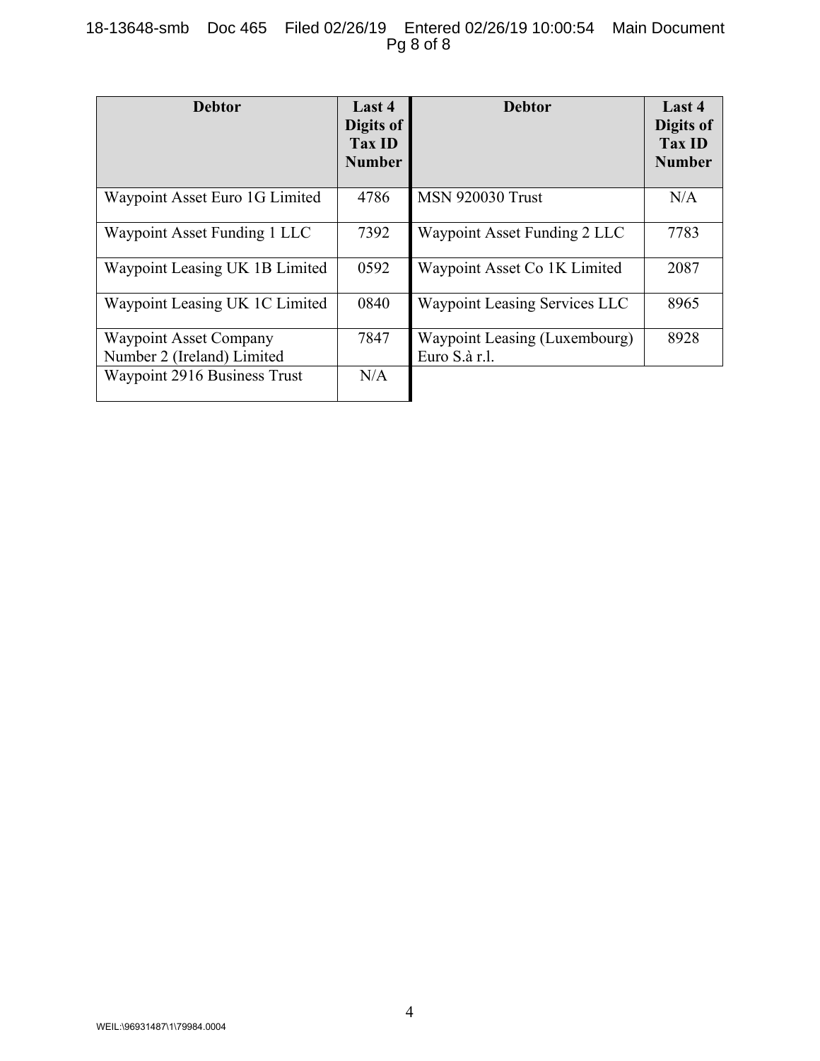| Debtor | Last 4 Digits of Tax ID Number | Debtor | Last 4 Digits of Tax ID Number |
|---|---|---|---|
| Waypoint Asset Euro 1G Limited | 4786 | MSN 920030 Trust | N/A |
| Waypoint Asset Funding 1 LLC | 7392 | Waypoint Asset Funding 2 LLC | 7783 |
| Waypoint Leasing UK 1B Limited | 0592 | Waypoint Asset Co 1K Limited | 2087 |
| Waypoint Leasing UK 1C Limited | 0840 | Waypoint Leasing Services LLC | 8965 |
| Waypoint Asset Company Number 2 (Ireland) Limited | 7847 | Waypoint Leasing (Luxembourg) Euro S.à r.l. | 8928 |
| Waypoint 2916 Business Trust | N/A | | |

WEIL:\96931487\1\79984.0004